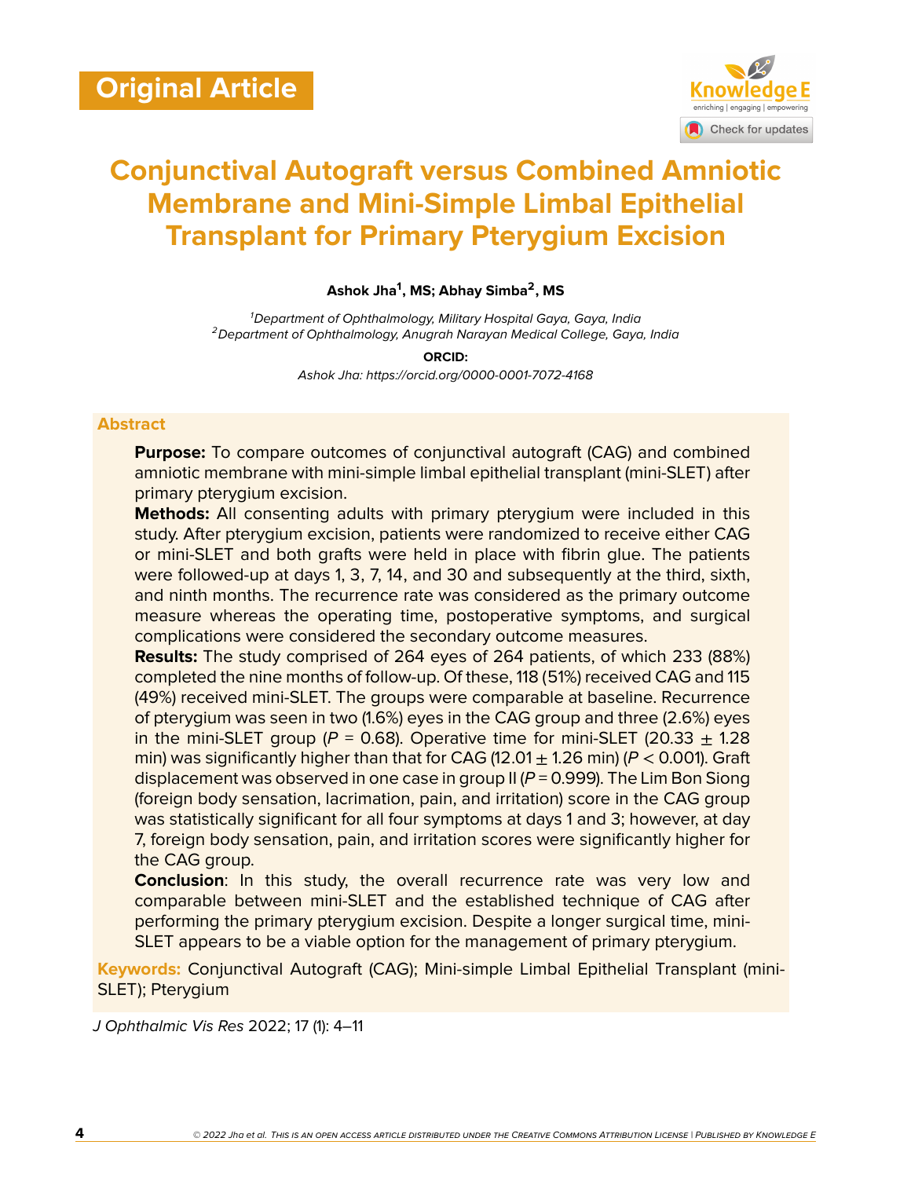Original Article

# Conjunctival Autograft versus Combined Amniotic Membrane and Mini-Simple Limbal Epithelial Transplant for Primary Pterygium Excision

**Ashok Jha[1], MS; Abhay Simba[2], MS**

[1]*Department of Ophthalmology, Military Hospital Gaya, Gaya, India*
[2]*Department of Ophthalmology, Anugrah Narayan Medical College, Gaya, India*

**ORCID:**

*Ashok Jha: https://orcid.org/0000-0001-7072-4168*

## Abstract

**Purpose:** To compare outcomes of conjunctival autograft (CAG) and combined amniotic membrane with mini-simple limbal epithelial transplant (mini-SLET) after primary pterygium excision.

**Methods:** All consenting adults with primary pterygium were included in this study. After pterygium excision, patients were randomized to receive either CAG or mini-SLET and both grafts were held in place with fibrin glue. The patients were followed-up at days 1, 3, 7, 14, and 30 and subsequently at the third, sixth, and ninth months. The recurrence rate was considered as the primary outcome measure whereas the operating time, postoperative symptoms, and surgical complications were considered the secondary outcome measures.

**Results:** The study comprised of 264 eyes of 264 patients, of which 233 (88%) completed the nine months of follow-up. Of these, 118 (51%) received CAG and 115 (49%) received mini-SLET. The groups were comparable at baseline. Recurrence of pterygium was seen in two (1.6%) eyes in the CAG group and three (2.6%) eyes in the mini-SLET group ($P$ = 0.68). Operative time for mini-SLET (20.33 $\pm$ 1.28 min) was significantly higher than that for CAG (12.01 $\pm$ 1.26 min) ($P$ < 0.001). Graft displacement was observed in one case in group II ($P$ = 0.999). The Lim Bon Siong (foreign body sensation, lacrimation, pain, and irritation) score in the CAG group was statistically significant for all four symptoms at days 1 and 3; however, at day 7, foreign body sensation, pain, and irritation scores were significantly higher for the CAG group.

**Conclusion**: In this study, the overall recurrence rate was very low and comparable between mini-SLET and the established technique of CAG after performing the primary pterygium excision. Despite a longer surgical time, mini-SLET appears to be a viable option for the management of primary pterygium.

**Keywords:** Conjunctival Autograft (CAG); Mini-simple Limbal Epithelial Transplant (mini-SLET); Pterygium

*J Ophthalmic Vis Res* 2022; 17 (1): 4–11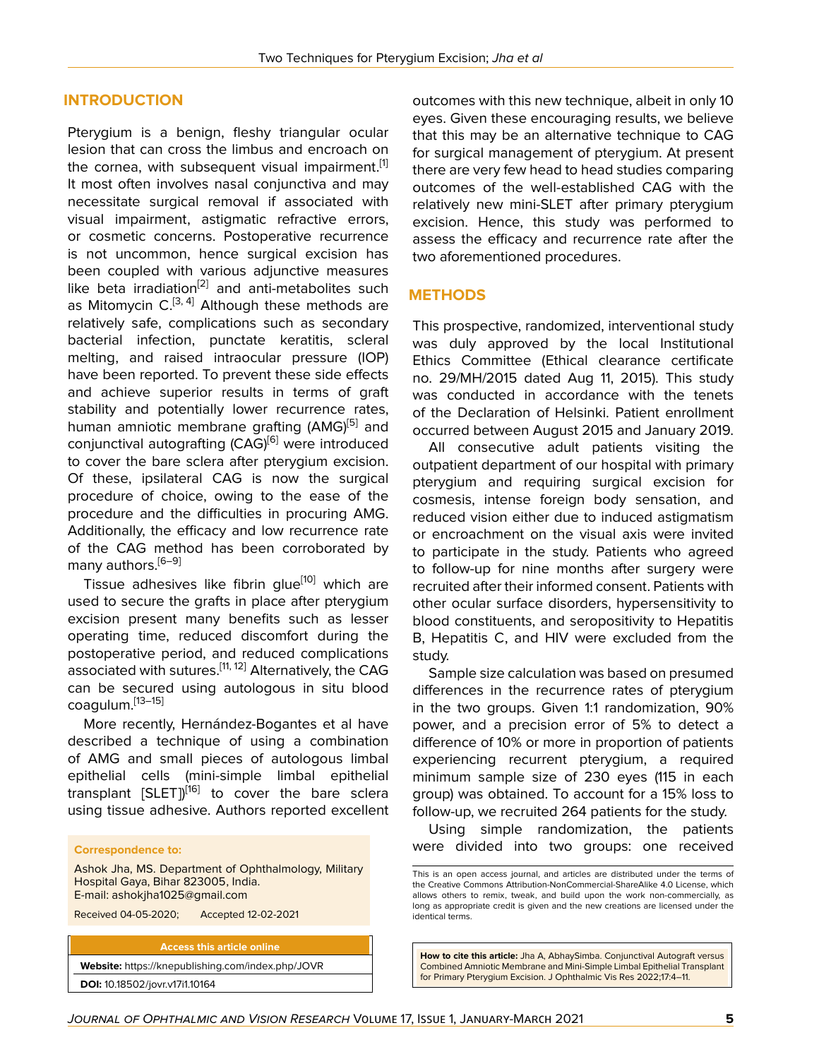## INTRODUCTION

Pterygium is a benign, fleshy triangular ocular lesion that can cross the limbus and encroach on the cornea, with subsequent visual impairment.[1] It most often involves nasal conjunctiva and may necessitate surgical removal if associated with visual impairment, astigmatic refractive errors, or cosmetic concerns. Postoperative recurrence is not uncommon, hence surgical excision has been coupled with various adjunctive measures like beta irradiation[2] and anti-metabolites such as Mitomycin C.[3, 4] Although these methods are relatively safe, complications such as secondary bacterial infection, punctate keratitis, scleral melting, and raised intraocular pressure (IOP) have been reported. To prevent these side effects and achieve superior results in terms of graft stability and potentially lower recurrence rates, human amniotic membrane grafting (AMG)[5] and conjunctival autografting (CAG)[6] were introduced to cover the bare sclera after pterygium excision. Of these, ipsilateral CAG is now the surgical procedure of choice, owing to the ease of the procedure and the difficulties in procuring AMG. Additionally, the efficacy and low recurrence rate of the CAG method has been corroborated by many authors.[6–9]

Tissue adhesives like fibrin glue[10] which are used to secure the grafts in place after pterygium excision present many benefits such as lesser operating time, reduced discomfort during the postoperative period, and reduced complications associated with sutures.[11, 12] Alternatively, the CAG can be secured using autologous in situ blood coagulum.[13–15]

More recently, Hernández-Bogantes et al have described a technique of using a combination of AMG and small pieces of autologous limbal epithelial cells (mini-simple limbal epithelial transplant [SLET])[16] to cover the bare sclera using tissue adhesive. Authors reported excellent outcomes with this new technique, albeit in only 10 eyes. Given these encouraging results, we believe that this may be an alternative technique to CAG for surgical management of pterygium. At present there are very few head to head studies comparing outcomes of the well-established CAG with the relatively new mini-SLET after primary pterygium excision. Hence, this study was performed to assess the efficacy and recurrence rate after the two aforementioned procedures.

## METHODS

This prospective, randomized, interventional study was duly approved by the local Institutional Ethics Committee (Ethical clearance certificate no. 29/MH/2015 dated Aug 11, 2015). This study was conducted in accordance with the tenets of the Declaration of Helsinki. Patient enrollment occurred between August 2015 and January 2019.

All consecutive adult patients visiting the outpatient department of our hospital with primary pterygium and requiring surgical excision for cosmesis, intense foreign body sensation, and reduced vision either due to induced astigmatism or encroachment on the visual axis were invited to participate in the study. Patients who agreed to follow-up for nine months after surgery were recruited after their informed consent. Patients with other ocular surface disorders, hypersensitivity to blood constituents, and seropositivity to Hepatitis B, Hepatitis C, and HIV were excluded from the study.

Sample size calculation was based on presumed differences in the recurrence rates of pterygium in the two groups. Given 1:1 randomization, 90% power, and a precision error of 5% to detect a difference of 10% or more in proportion of patients experiencing recurrent pterygium, a required minimum sample size of 230 eyes (115 in each group) was obtained. To account for a 15% loss to follow-up, we recruited 264 patients for the study.

Using simple randomization, the patients were divided into two groups: one received

**Correspondence to:**

Ashok Jha, MS. Department of Ophthalmology, Military Hospital Gaya, Bihar 823005, India.
E-mail: ashokjha1025@gmail.com

Received 04-05-2020; Accepted 12-02-2021

**Access this article online**

**Website:** https://knepublishing.com/index.php/JOVR

**DOI:** 10.18502/jovr.v17i1.10164

This is an open access journal, and articles are distributed under the terms of the Creative Commons Attribution-NonCommercial-ShareAlike 4.0 License, which allows others to remix, tweak, and build upon the work non-commercially, as long as appropriate credit is given and the new creations are licensed under the identical terms.

**How to cite this article:** Jha A, AbhaySimba. Conjunctival Autograft versus Combined Amniotic Membrane and Mini-Simple Limbal Epithelial Transplant for Primary Pterygium Excision. J Ophthalmic Vis Res 2022;17:4–11.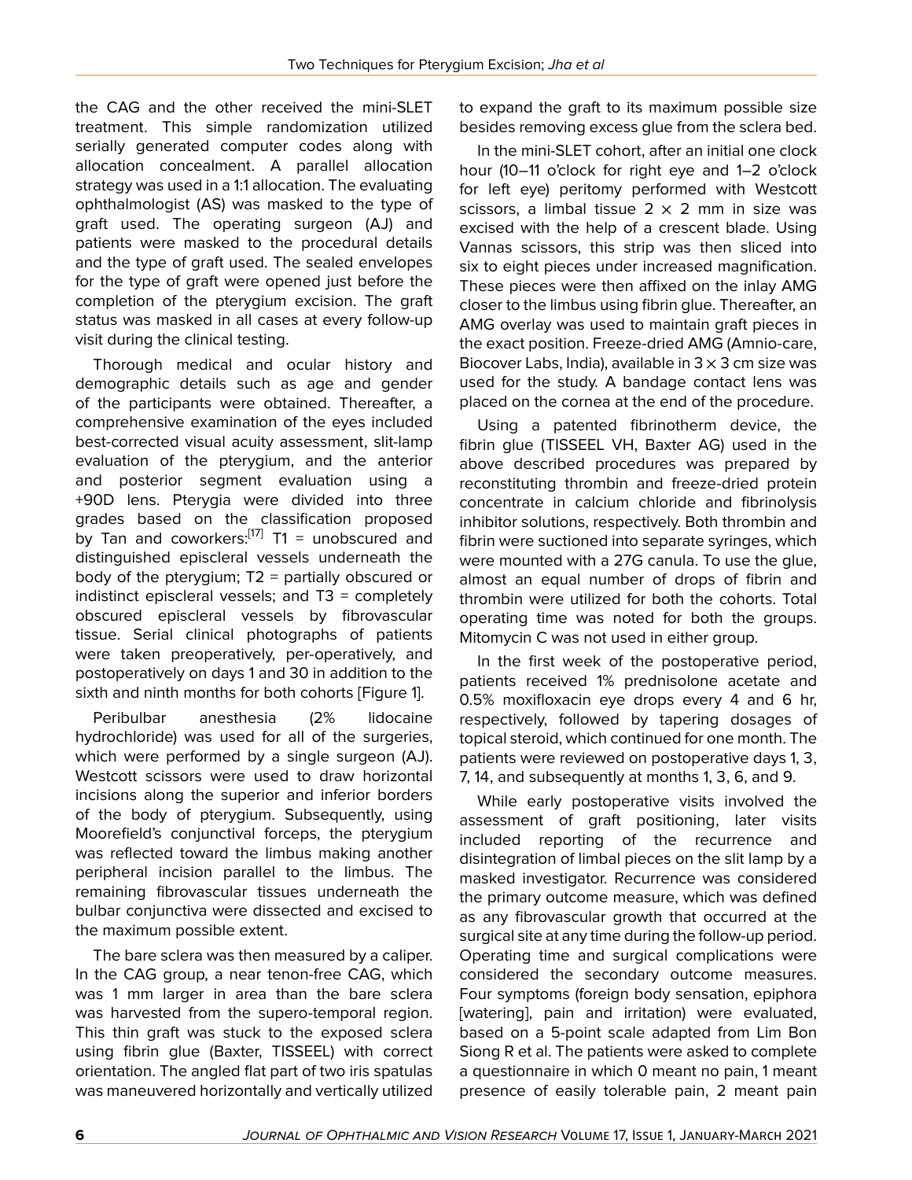the CAG and the other received the mini-SLET treatment. This simple randomization utilized serially generated computer codes along with allocation concealment. A parallel allocation strategy was used in a 1:1 allocation. The evaluating ophthalmologist (AS) was masked to the type of graft used. The operating surgeon (AJ) and patients were masked to the procedural details and the type of graft used. The sealed envelopes for the type of graft were opened just before the completion of the pterygium excision. The graft status was masked in all cases at every follow-up visit during the clinical testing.

Thorough medical and ocular history and demographic details such as age and gender of the participants were obtained. Thereafter, a comprehensive examination of the eyes included best-corrected visual acuity assessment, slit-lamp evaluation of the pterygium, and the anterior and posterior segment evaluation using a +90D lens. Pterygia were divided into three grades based on the classification proposed by Tan and coworkers:[17] T1 = unobscured and distinguished episcleral vessels underneath the body of the pterygium; T2 = partially obscured or indistinct episcleral vessels; and T3 = completely obscured episcleral vessels by fibrovascular tissue. Serial clinical photographs of patients were taken preoperatively, per-operatively, and postoperatively on days 1 and 30 in addition to the sixth and ninth months for both cohorts [Figure 1].

Peribulbar anesthesia (2% lidocaine hydrochloride) was used for all of the surgeries, which were performed by a single surgeon (AJ). Westcott scissors were used to draw horizontal incisions along the superior and inferior borders of the body of pterygium. Subsequently, using Moorefield's conjunctival forceps, the pterygium was reflected toward the limbus making another peripheral incision parallel to the limbus. The remaining fibrovascular tissues underneath the bulbar conjunctiva were dissected and excised to the maximum possible extent.

The bare sclera was then measured by a caliper. In the CAG group, a near tenon-free CAG, which was 1 mm larger in area than the bare sclera was harvested from the supero-temporal region. This thin graft was stuck to the exposed sclera using fibrin glue (Baxter, TISSEEL) with correct orientation. The angled flat part of two iris spatulas was maneuvered horizontally and vertically utilized to expand the graft to its maximum possible size besides removing excess glue from the sclera bed.

In the mini-SLET cohort, after an initial one clock hour (10–11 o'clock for right eye and 1–2 o'clock for left eye) peritomy performed with Westcott scissors, a limbal tissue 2 × 2 mm in size was excised with the help of a crescent blade. Using Vannas scissors, this strip was then sliced into six to eight pieces under increased magnification. These pieces were then affixed on the inlay AMG closer to the limbus using fibrin glue. Thereafter, an AMG overlay was used to maintain graft pieces in the exact position. Freeze-dried AMG (Amnio-care, Biocover Labs, India), available in 3 × 3 cm size was used for the study. A bandage contact lens was placed on the cornea at the end of the procedure.

Using a patented fibrinotherm device, the fibrin glue (TISSEEL VH, Baxter AG) used in the above described procedures was prepared by reconstituting thrombin and freeze-dried protein concentrate in calcium chloride and fibrinolysis inhibitor solutions, respectively. Both thrombin and fibrin were suctioned into separate syringes, which were mounted with a 27G canula. To use the glue, almost an equal number of drops of fibrin and thrombin were utilized for both the cohorts. Total operating time was noted for both the groups. Mitomycin C was not used in either group.

In the first week of the postoperative period, patients received 1% prednisolone acetate and 0.5% moxifloxacin eye drops every 4 and 6 hr, respectively, followed by tapering dosages of topical steroid, which continued for one month. The patients were reviewed on postoperative days 1, 3, 7, 14, and subsequently at months 1, 3, 6, and 9.

While early postoperative visits involved the assessment of graft positioning, later visits included reporting of the recurrence and disintegration of limbal pieces on the slit lamp by a masked investigator. Recurrence was considered the primary outcome measure, which was defined as any fibrovascular growth that occurred at the surgical site at any time during the follow-up period. Operating time and surgical complications were considered the secondary outcome measures. Four symptoms (foreign body sensation, epiphora [watering], pain and irritation) were evaluated, based on a 5-point scale adapted from Lim Bon Siong R et al. The patients were asked to complete a questionnaire in which 0 meant no pain, 1 meant presence of easily tolerable pain, 2 meant pain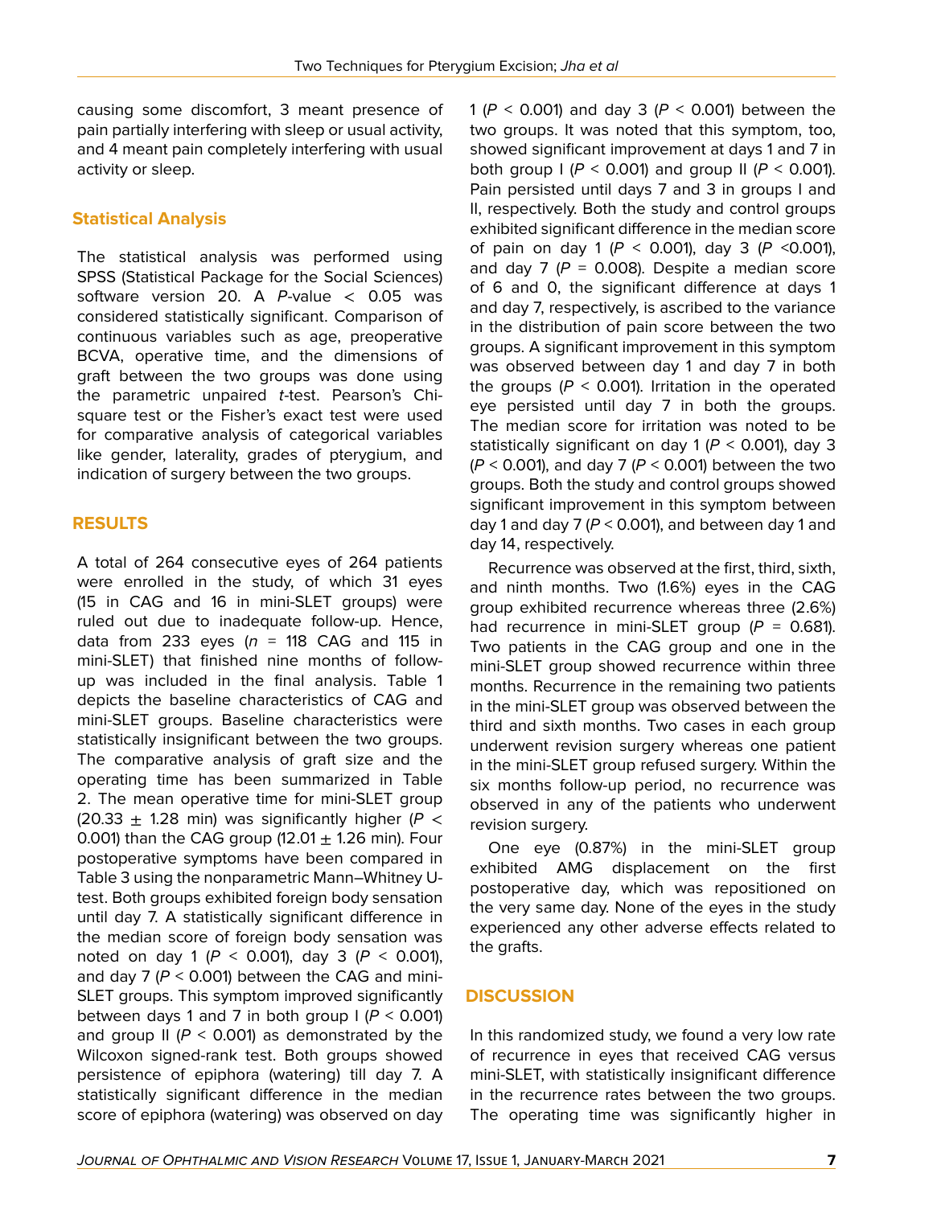causing some discomfort, 3 meant presence of pain partially interfering with sleep or usual activity, and 4 meant pain completely interfering with usual activity or sleep.

## Statistical Analysis

The statistical analysis was performed using SPSS (Statistical Package for the Social Sciences) software version 20. A *P*-value $< 0.05$ was considered statistically significant. Comparison of continuous variables such as age, preoperative BCVA, operative time, and the dimensions of graft between the two groups was done using the parametric unpaired *t*-test. Pearson's Chi-square test or the Fisher's exact test were used for comparative analysis of categorical variables like gender, laterality, grades of pterygium, and indication of surgery between the two groups.

# RESULTS

A total of 264 consecutive eyes of 264 patients were enrolled in the study, of which 31 eyes (15 in CAG and 16 in mini-SLET groups) were ruled out due to inadequate follow-up. Hence, data from 233 eyes ($n$ = 118 CAG and 115 in mini-SLET) that finished nine months of follow-up was included in the final analysis. Table 1 depicts the baseline characteristics of CAG and mini-SLET groups. Baseline characteristics were statistically insignificant between the two groups. The comparative analysis of graft size and the operating time has been summarized in Table 2. The mean operative time for mini-SLET group ($20.33 \pm 1.28$ min) was significantly higher ($P < 0.001$) than the CAG group ($12.01 \pm 1.26$ min). Four postoperative symptoms have been compared in Table 3 using the nonparametric Mann–Whitney U-test. Both groups exhibited foreign body sensation until day 7. A statistically significant difference in the median score of foreign body sensation was noted on day 1 ($P < 0.001$), day 3 ($P < 0.001$), and day 7 ($P < 0.001$) between the CAG and mini-SLET groups. This symptom improved significantly between days 1 and 7 in both group I ($P < 0.001$) and group II ($P < 0.001$) as demonstrated by the Wilcoxon signed-rank test. Both groups showed persistence of epiphora (watering) till day 7. A statistically significant difference in the median score of epiphora (watering) was observed on day 1 ($P < 0.001$) and day 3 ($P < 0.001$) between the two groups. It was noted that this symptom, too, showed significant improvement at days 1 and 7 in both group I ($P < 0.001$) and group II ($P < 0.001$). Pain persisted until days 7 and 3 in groups I and II, respectively. Both the study and control groups exhibited significant difference in the median score of pain on day 1 ($P < 0.001$), day 3 ($P < 0.001$), and day 7 ($P = 0.008$). Despite a median score of 6 and 0, the significant difference at days 1 and day 7, respectively, is ascribed to the variance in the distribution of pain score between the two groups. A significant improvement in this symptom was observed between day 1 and day 7 in both the groups ($P < 0.001$). Irritation in the operated eye persisted until day 7 in both the groups. The median score for irritation was noted to be statistically significant on day 1 ($P < 0.001$), day 3 ($P < 0.001$), and day 7 ($P < 0.001$) between the two groups. Both the study and control groups showed significant improvement in this symptom between day 1 and day 7 ($P < 0.001$), and between day 1 and day 14, respectively.

Recurrence was observed at the first, third, sixth, and ninth months. Two (1.6%) eyes in the CAG group exhibited recurrence whereas three (2.6%) had recurrence in mini-SLET group ($P = 0.681$). Two patients in the CAG group and one in the mini-SLET group showed recurrence within three months. Recurrence in the remaining two patients in the mini-SLET group was observed between the third and sixth months. Two cases in each group underwent revision surgery whereas one patient in the mini-SLET group refused surgery. Within the six months follow-up period, no recurrence was observed in any of the patients who underwent revision surgery.

One eye (0.87%) in the mini-SLET group exhibited AMG displacement on the first postoperative day, which was repositioned on the very same day. None of the eyes in the study experienced any other adverse effects related to the grafts.

# DISCUSSION

In this randomized study, we found a very low rate of recurrence in eyes that received CAG versus mini-SLET, with statistically insignificant difference in the recurrence rates between the two groups. The operating time was significantly higher in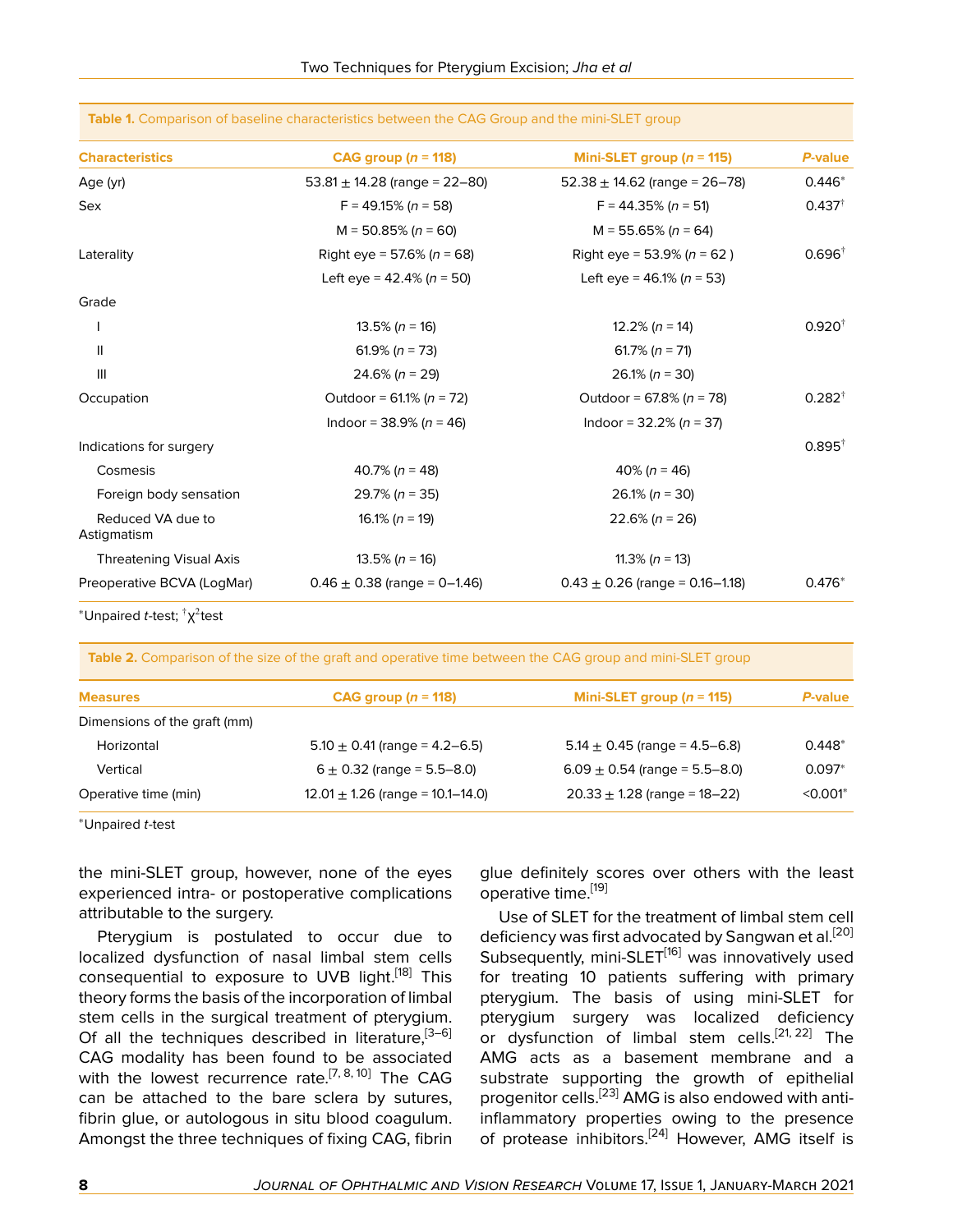**Table 1.** Comparison of baseline characteristics between the CAG Group and the mini-SLET group

| Characteristics | CAG group (*n* = 118) | Mini-SLET group (*n* = 115) | *P*-value |
|---|---|---|---|
| Age (yr) | 53.81 ± 14.28 (range = 22–80) | 52.38 ± 14.62 (range = 26–78) | 0.446* |
| Sex | F = 49.15% (*n* = 58) | F = 44.35% (*n* = 51) | 0.437† |
| | M = 50.85% (*n* = 60) | M = 55.65% (*n* = 64) | |
| Laterality | Right eye = 57.6% (*n* = 68) | Right eye = 53.9% (*n* = 62 ) | 0.696† |
| | Left eye = 42.4% (*n* = 50) | Left eye = 46.1% (*n* = 53) | |
| Grade | | | |
| I | 13.5% (*n* = 16) | 12.2% (*n* = 14) | 0.920† |
| II | 61.9% (*n* = 73) | 61.7% (*n* = 71) | |
| III | 24.6% (*n* = 29) | 26.1% (*n* = 30) | |
| Occupation | Outdoor = 61.1% (*n* = 72) | Outdoor = 67.8% (*n* = 78) | 0.282† |
| | Indoor = 38.9% (*n* = 46) | Indoor = 32.2% (*n* = 37) | |
| Indications for surgery | | | 0.895† |
| Cosmesis | 40.7% (*n* = 48) | 40% (*n* = 46) | |
| Foreign body sensation | 29.7% (*n* = 35) | 26.1% (*n* = 30) | |
| Reduced VA due to Astigmatism | 16.1% (*n* = 19) | 22.6% (*n* = 26) | |
| Threatening Visual Axis | 13.5% (*n* = 16) | 11.3% (*n* = 13) | |
| Preoperative BCVA (LogMar) | 0.46 ± 0.38 (range = 0–1.46) | 0.43 ± 0.26 (range = 0.16–1.18) | 0.476* |

*Unpaired *t*-test; †$\chi^2$test

**Table 2.** Comparison of the size of the graft and operative time between the CAG group and mini-SLET group

| Measures | CAG group (*n* = 118) | Mini-SLET group (*n* = 115) | *P*-value |
|---|---|---|---|
| Dimensions of the graft (mm) | | | |
| Horizontal | 5.10 ± 0.41 (range = 4.2–6.5) | 5.14 ± 0.45 (range = 4.5–6.8) | 0.448* |
| Vertical | 6 ± 0.32 (range = 5.5–8.0) | 6.09 ± 0.54 (range = 5.5–8.0) | 0.097* |
| Operative time (min) | 12.01 ± 1.26 (range = 10.1–14.0) | 20.33 ± 1.28 (range = 18–22) | <0.001* |

*Unpaired *t*-test

the mini-SLET group, however, none of the eyes experienced intra- or postoperative complications attributable to the surgery.

Pterygium is postulated to occur due to localized dysfunction of nasal limbal stem cells consequential to exposure to UVB light.[18] This theory forms the basis of the incorporation of limbal stem cells in the surgical treatment of pterygium. Of all the techniques described in literature,[3–6] CAG modality has been found to be associated with the lowest recurrence rate.[7, 8, 10] The CAG can be attached to the bare sclera by sutures, fibrin glue, or autologous in situ blood coagulum. Amongst the three techniques of fixing CAG, fibrin glue definitely scores over others with the least operative time.[19]

Use of SLET for the treatment of limbal stem cell deficiency was first advocated by Sangwan et al.[20] Subsequently, mini-SLET[16] was innovatively used for treating 10 patients suffering with primary pterygium. The basis of using mini-SLET for pterygium surgery was localized deficiency or dysfunction of limbal stem cells.[21, 22] The AMG acts as a basement membrane and a substrate supporting the growth of epithelial progenitor cells.[23] AMG is also endowed with anti-inflammatory properties owing to the presence of protease inhibitors.[24] However, AMG itself is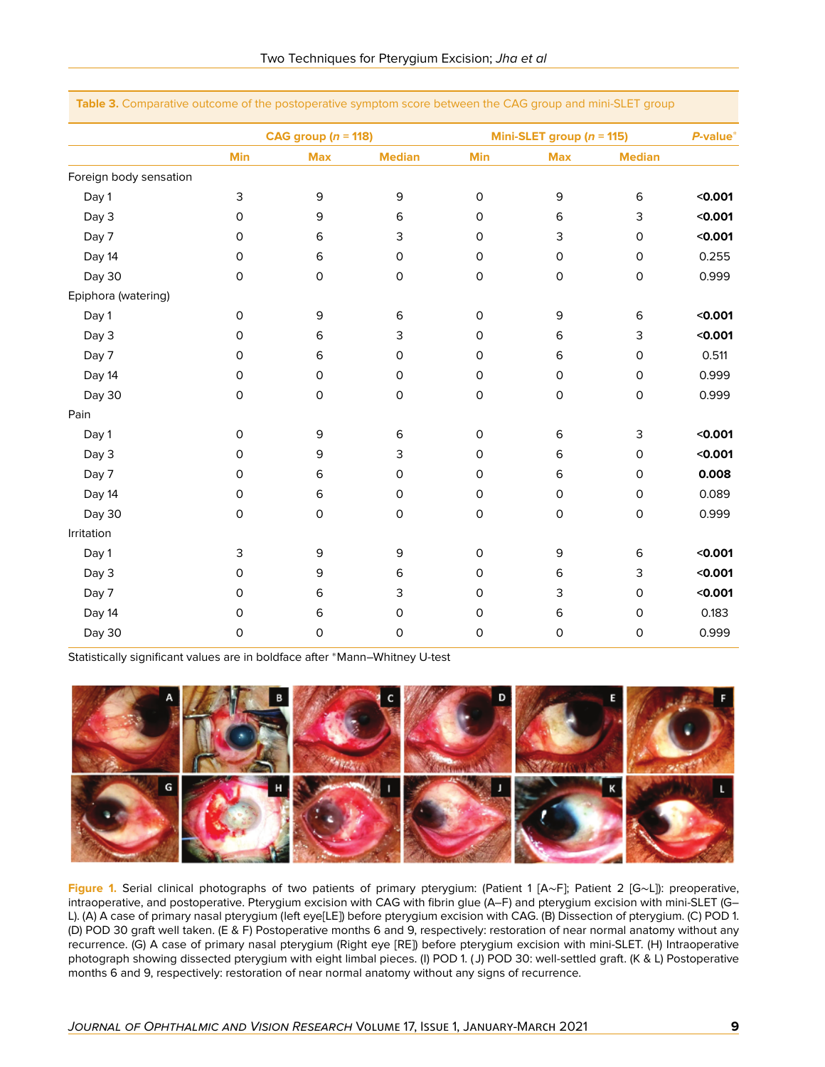**Table 3.** Comparative outcome of the postoperative symptom score between the CAG group and mini-SLET group

| | CAG group ($n$ = 118) | | | Mini-SLET group ($n$ = 115) | | | $P$-value* |
|---|---|---|---|---|---|---|---|
| | Min | Max | Median | Min | Max | Median | |
| Foreign body sensation | | | | | | | |
| Day 1 | 3 | 9 | 9 | 0 | 9 | 6 | **<0.001** |
| Day 3 | 0 | 9 | 6 | 0 | 6 | 3 | **<0.001** |
| Day 7 | 0 | 6 | 3 | 0 | 3 | 0 | **<0.001** |
| Day 14 | 0 | 6 | 0 | 0 | 0 | 0 | 0.255 |
| Day 30 | 0 | 0 | 0 | 0 | 0 | 0 | 0.999 |
| Epiphora (watering) | | | | | | | |
| Day 1 | 0 | 9 | 6 | 0 | 9 | 6 | **<0.001** |
| Day 3 | 0 | 6 | 3 | 0 | 6 | 3 | **<0.001** |
| Day 7 | 0 | 6 | 0 | 0 | 6 | 0 | 0.511 |
| Day 14 | 0 | 0 | 0 | 0 | 0 | 0 | 0.999 |
| Day 30 | 0 | 0 | 0 | 0 | 0 | 0 | 0.999 |
| Pain | | | | | | | |
| Day 1 | 0 | 9 | 6 | 0 | 6 | 3 | **<0.001** |
| Day 3 | 0 | 9 | 3 | 0 | 6 | 0 | **<0.001** |
| Day 7 | 0 | 6 | 0 | 0 | 6 | 0 | **0.008** |
| Day 14 | 0 | 6 | 0 | 0 | 0 | 0 | 0.089 |
| Day 30 | 0 | 0 | 0 | 0 | 0 | 0 | 0.999 |
| Irritation | | | | | | | |
| Day 1 | 3 | 9 | 9 | 0 | 9 | 6 | **<0.001** |
| Day 3 | 0 | 9 | 6 | 0 | 6 | 3 | **<0.001** |
| Day 7 | 0 | 6 | 3 | 0 | 3 | 0 | **<0.001** |
| Day 14 | 0 | 6 | 0 | 0 | 6 | 0 | 0.183 |
| Day 30 | 0 | 0 | 0 | 0 | 0 | 0 | 0.999 |

Statistically significant values are in boldface after *Mann–Whitney U-test

**Figure 1.** Serial clinical photographs of two patients of primary pterygium: (Patient 1 [A~F]; Patient 2 [G~L]): preoperative, intraoperative, and postoperative. Pterygium excision with CAG with fibrin glue (A–F) and pterygium excision with mini-SLET (G–L). (A) A case of primary nasal pterygium (left eye[LE]) before pterygium excision with CAG. (B) Dissection of pterygium. (C) POD 1. (D) POD 30 graft well taken. (E & F) Postoperative months 6 and 9, respectively: restoration of near normal anatomy without any recurrence. (G) A case of primary nasal pterygium (Right eye [RE]) before pterygium excision with mini-SLET. (H) Intraoperative photograph showing dissected pterygium with eight limbal pieces. (I) POD 1. ( J) POD 30: well-settled graft. (K & L) Postoperative months 6 and 9, respectively: restoration of near normal anatomy without any signs of recurrence.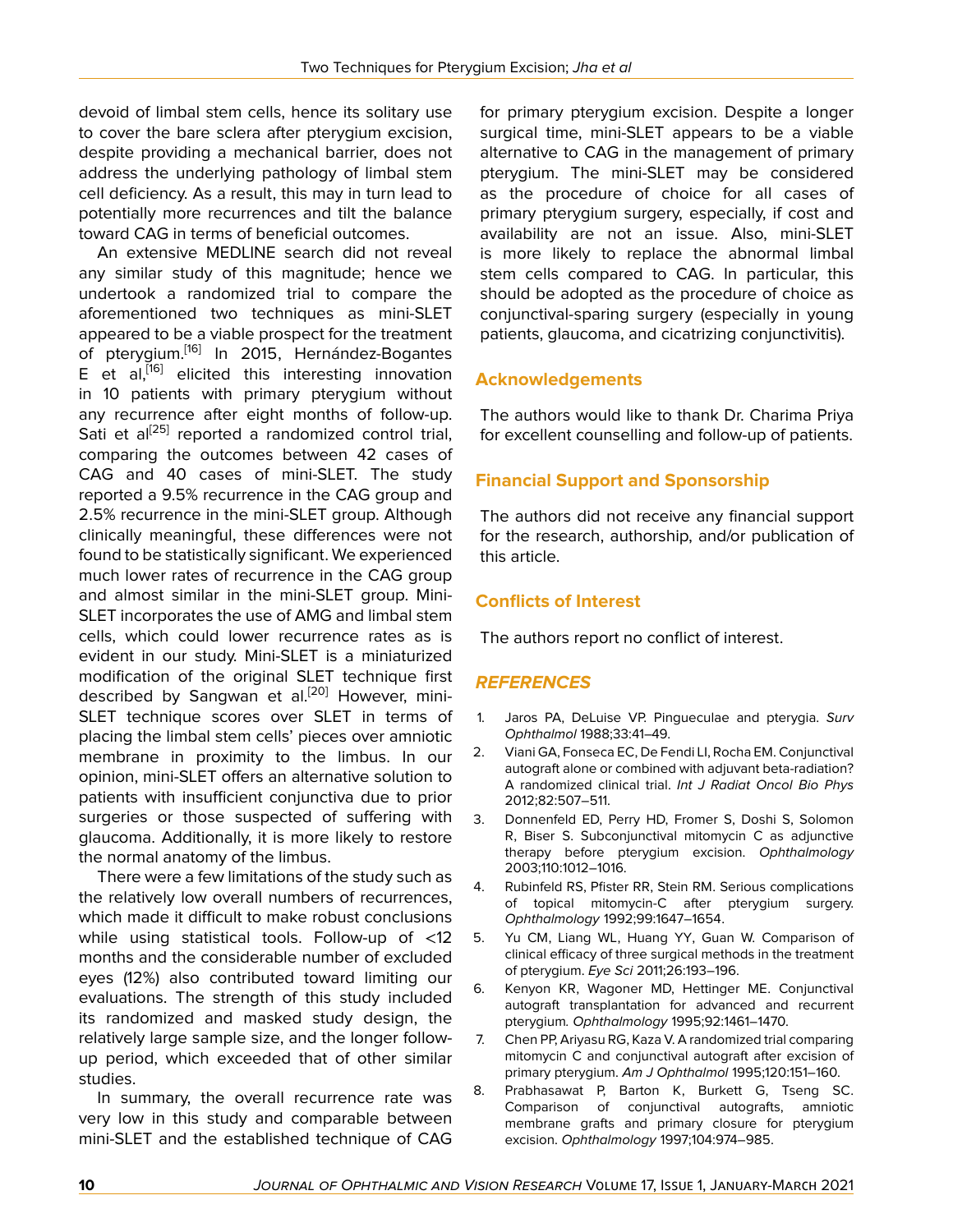devoid of limbal stem cells, hence its solitary use to cover the bare sclera after pterygium excision, despite providing a mechanical barrier, does not address the underlying pathology of limbal stem cell deficiency. As a result, this may in turn lead to potentially more recurrences and tilt the balance toward CAG in terms of beneficial outcomes.

An extensive MEDLINE search did not reveal any similar study of this magnitude; hence we undertook a randomized trial to compare the aforementioned two techniques as mini-SLET appeared to be a viable prospect for the treatment of pterygium.[16] In 2015, Hernández-Bogantes E et al,[16] elicited this interesting innovation in 10 patients with primary pterygium without any recurrence after eight months of follow-up. Sati et al[25] reported a randomized control trial, comparing the outcomes between 42 cases of CAG and 40 cases of mini-SLET. The study reported a 9.5% recurrence in the CAG group and 2.5% recurrence in the mini-SLET group. Although clinically meaningful, these differences were not found to be statistically significant. We experienced much lower rates of recurrence in the CAG group and almost similar in the mini-SLET group. Mini-SLET incorporates the use of AMG and limbal stem cells, which could lower recurrence rates as is evident in our study. Mini-SLET is a miniaturized modification of the original SLET technique first described by Sangwan et al.[20] However, mini-SLET technique scores over SLET in terms of placing the limbal stem cells' pieces over amniotic membrane in proximity to the limbus. In our opinion, mini-SLET offers an alternative solution to patients with insufficient conjunctiva due to prior surgeries or those suspected of suffering with glaucoma. Additionally, it is more likely to restore the normal anatomy of the limbus.

There were a few limitations of the study such as the relatively low overall numbers of recurrences, which made it difficult to make robust conclusions while using statistical tools. Follow-up of <12 months and the considerable number of excluded eyes (12%) also contributed toward limiting our evaluations. The strength of this study included its randomized and masked study design, the relatively large sample size, and the longer follow-up period, which exceeded that of other similar studies.

In summary, the overall recurrence rate was very low in this study and comparable between mini-SLET and the established technique of CAG for primary pterygium excision. Despite a longer surgical time, mini-SLET appears to be a viable alternative to CAG in the management of primary pterygium. The mini-SLET may be considered as the procedure of choice for all cases of primary pterygium surgery, especially, if cost and availability are not an issue. Also, mini-SLET is more likely to replace the abnormal limbal stem cells compared to CAG. In particular, this should be adopted as the procedure of choice as conjunctival-sparing surgery (especially in young patients, glaucoma, and cicatrizing conjunctivitis).

## Acknowledgements

The authors would like to thank Dr. Charima Priya for excellent counselling and follow-up of patients.

## Financial Support and Sponsorship

The authors did not receive any financial support for the research, authorship, and/or publication of this article.

## Conflicts of Interest

The authors report no conflict of interest.

## REFERENCES

1. Jaros PA, DeLuise VP. Pingueculae and pterygia. *Surv Ophthalmol* 1988;33:41–49.
2. Viani GA, Fonseca EC, De Fendi LI, Rocha EM. Conjunctival autograft alone or combined with adjuvant beta-radiation? A randomized clinical trial. *Int J Radiat Oncol Bio Phys* 2012;82:507–511.
3. Donnenfeld ED, Perry HD, Fromer S, Doshi S, Solomon R, Biser S. Subconjunctival mitomycin C as adjunctive therapy before pterygium excision. *Ophthalmology* 2003;110:1012–1016.
4. Rubinfeld RS, Pfister RR, Stein RM. Serious complications of topical mitomycin-C after pterygium surgery. *Ophthalmology* 1992;99:1647–1654.
5. Yu CM, Liang WL, Huang YY, Guan W. Comparison of clinical efficacy of three surgical methods in the treatment of pterygium. *Eye Sci* 2011;26:193–196.
6. Kenyon KR, Wagoner MD, Hettinger ME. Conjunctival autograft transplantation for advanced and recurrent pterygium. *Ophthalmology* 1995;92:1461–1470.
7. Chen PP, Ariyasu RG, Kaza V. A randomized trial comparing mitomycin C and conjunctival autograft after excision of primary pterygium. *Am J Ophthalmol* 1995;120:151–160.
8. Prabhasawat P, Barton K, Burkett G, Tseng SC. Comparison of conjunctival autografts, amniotic membrane grafts and primary closure for pterygium excision. *Ophthalmology* 1997;104:974–985.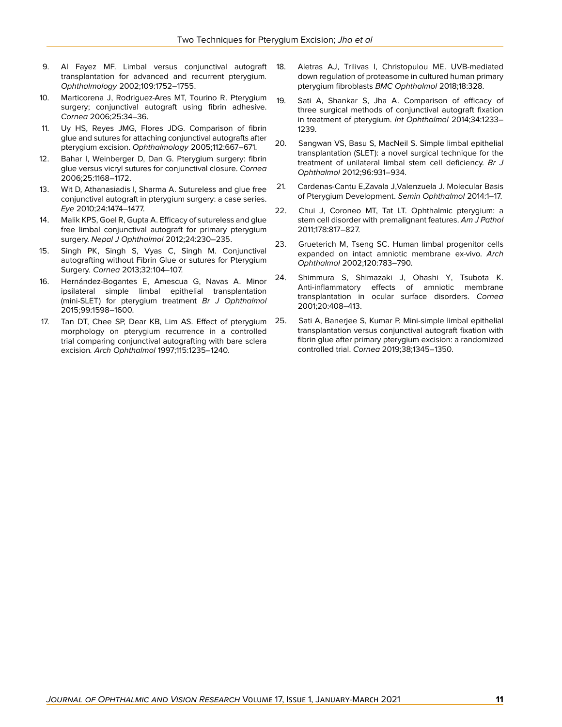9. Al Fayez MF. Limbal versus conjunctival autograft transplantation for advanced and recurrent pterygium. *Ophthalmology* 2002;109:1752–1755.
10. Marticorena J, Rodriguez-Ares MT, Tourino R. Pterygium surgery; conjunctival autograft using fibrin adhesive. *Cornea* 2006;25:34–36.
11. Uy HS, Reyes JMG, Flores JDG. Comparison of fibrin glue and sutures for attaching conjunctival autografts after pterygium excision. *Ophthalmology* 2005;112:667–671.
12. Bahar I, Weinberger D, Dan G. Pterygium surgery: fibrin glue versus vicryl sutures for conjunctival closure. *Cornea* 2006;25:1168–1172.
13. Wit D, Athanasiadis I, Sharma A. Sutureless and glue free conjunctival autograft in pterygium surgery: a case series. *Eye* 2010;24:1474–1477.
14. Malik KPS, Goel R, Gupta A. Efficacy of sutureless and glue free limbal conjunctival autograft for primary pterygium surgery. *Nepal J Ophthalmol* 2012;24:230–235.
15. Singh PK, Singh S, Vyas C, Singh M. Conjunctival autografting without Fibrin Glue or sutures for Pterygium Surgery. *Cornea* 2013;32:104–107.
16. Hernández-Bogantes E, Amescua G, Navas A. Minor ipsilateral simple limbal epithelial transplantation (mini-SLET) for pterygium treatment *Br J Ophthalmol* 2015;99:1598–1600.
17. Tan DT, Chee SP, Dear KB, Lim AS. Effect of pterygium morphology on pterygium recurrence in a controlled trial comparing conjunctival autografting with bare sclera excision. *Arch Ophthalmol* 1997;115:1235–1240.
18. Aletras AJ, Trilivas I, Christopulou ME. UVB-mediated down regulation of proteasome in cultured human primary pterygium fibroblasts *BMC Ophthalmol* 2018;18:328.
19. Sati A, Shankar S, Jha A. Comparison of efficacy of three surgical methods of conjunctival autograft fixation in treatment of pterygium. *Int Ophthalmol* 2014;34:1233–1239.
20. Sangwan VS, Basu S, MacNeil S. Simple limbal epithelial transplantation (SLET): a novel surgical technique for the treatment of unilateral limbal stem cell deficiency. *Br J Ophthalmol* 2012;96:931–934.
21. Cardenas-Cantu E,Zavala J,Valenzuela J. Molecular Basis of Pterygium Development. *Semin Ophthalmol* 2014:1–17.
22. Chui J, Coroneo MT, Tat LT. Ophthalmic pterygium: a stem cell disorder with premalignant features. *Am J Pathol* 2011;178:817–827.
23. Grueterich M, Tseng SC. Human limbal progenitor cells expanded on intact amniotic membrane ex-vivo. *Arch Ophthalmol* 2002;120:783–790.
24. Shimmura S, Shimazaki J, Ohashi Y, Tsubota K. Anti-inflammatory effects of amniotic membrane transplantation in ocular surface disorders. *Cornea* 2001;20:408–413.
25. Sati A, Banerjee S, Kumar P. Mini-simple limbal epithelial transplantation versus conjunctival autograft fixation with fibrin glue after primary pterygium excision: a randomized controlled trial. *Cornea* 2019;38;1345–1350.